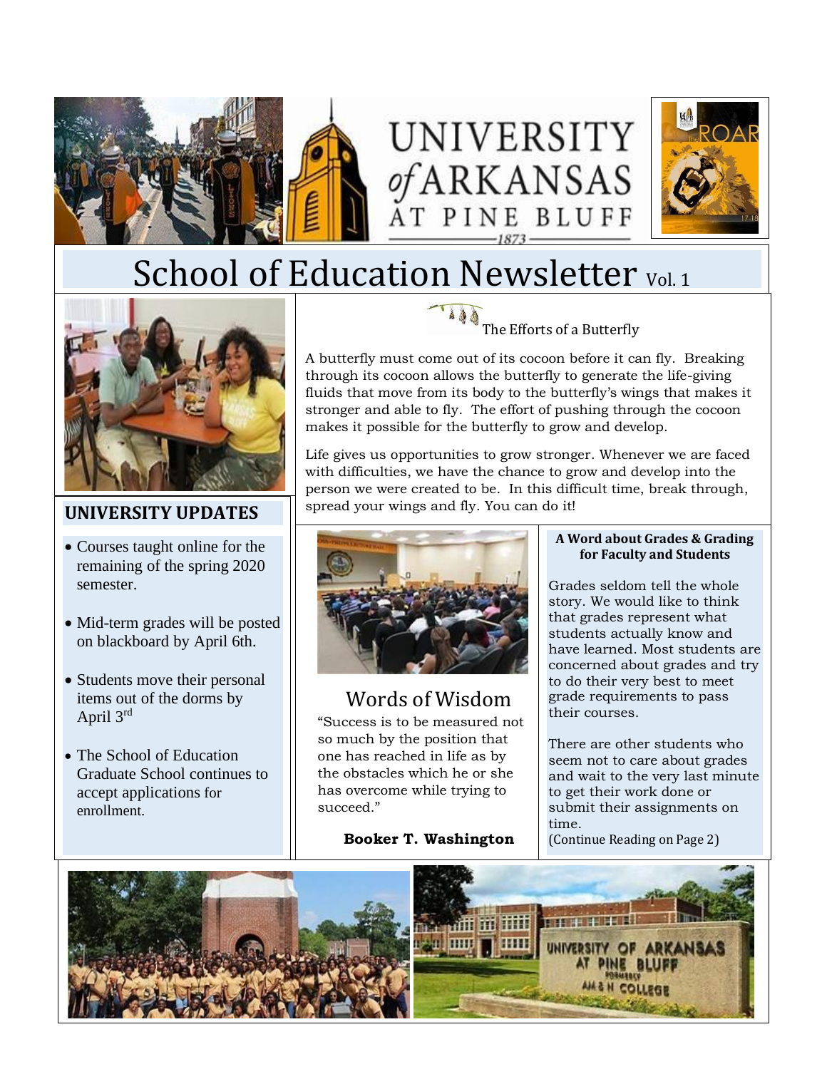UNIVERSITY of ARKANSAS AT PINE BLUFF

1873

# School of Education Newsletter Vol. 1

## The Efforts of a Butterfly

A butterfly must come out of its cocoon before it can fly. Breaking through its cocoon allows the butterfly to generate the life-giving fluids that move from its body to the butterfly's wings that makes it stronger and able to fly. The effort of pushing through the cocoon makes it possible for the butterfly to grow and develop.

Life gives us opportunities to grow stronger. Whenever we are faced with difficulties, we have the chance to grow and develop into the person we were created to be. In this difficult time, break through, spread your wings and fly. You can do it!

## UNIVERSITY UPDATES

- Courses taught online for the remaining of the spring 2020 semester.
- Mid-term grades will be posted on blackboard by April 6th.
- Students move their personal items out of the dorms by April 3rd
- The School of Education Graduate School continues to accept applications for enrollment.

## Words of Wisdom

"Success is to be measured not so much by the position that one has reached in life as by the obstacles which he or she has overcome while trying to succeed."

**Booker T. Washington**

### A Word about Grades & Grading for Faculty and Students

Grades seldom tell the whole story. We would like to think that grades represent what students actually know and have learned. Most students are concerned about grades and try to do their very best to meet grade requirements to pass their courses.

There are other students who seem not to care about grades and wait to the very last minute to get their work done or submit their assignments on time.

(Continue Reading on Page 2)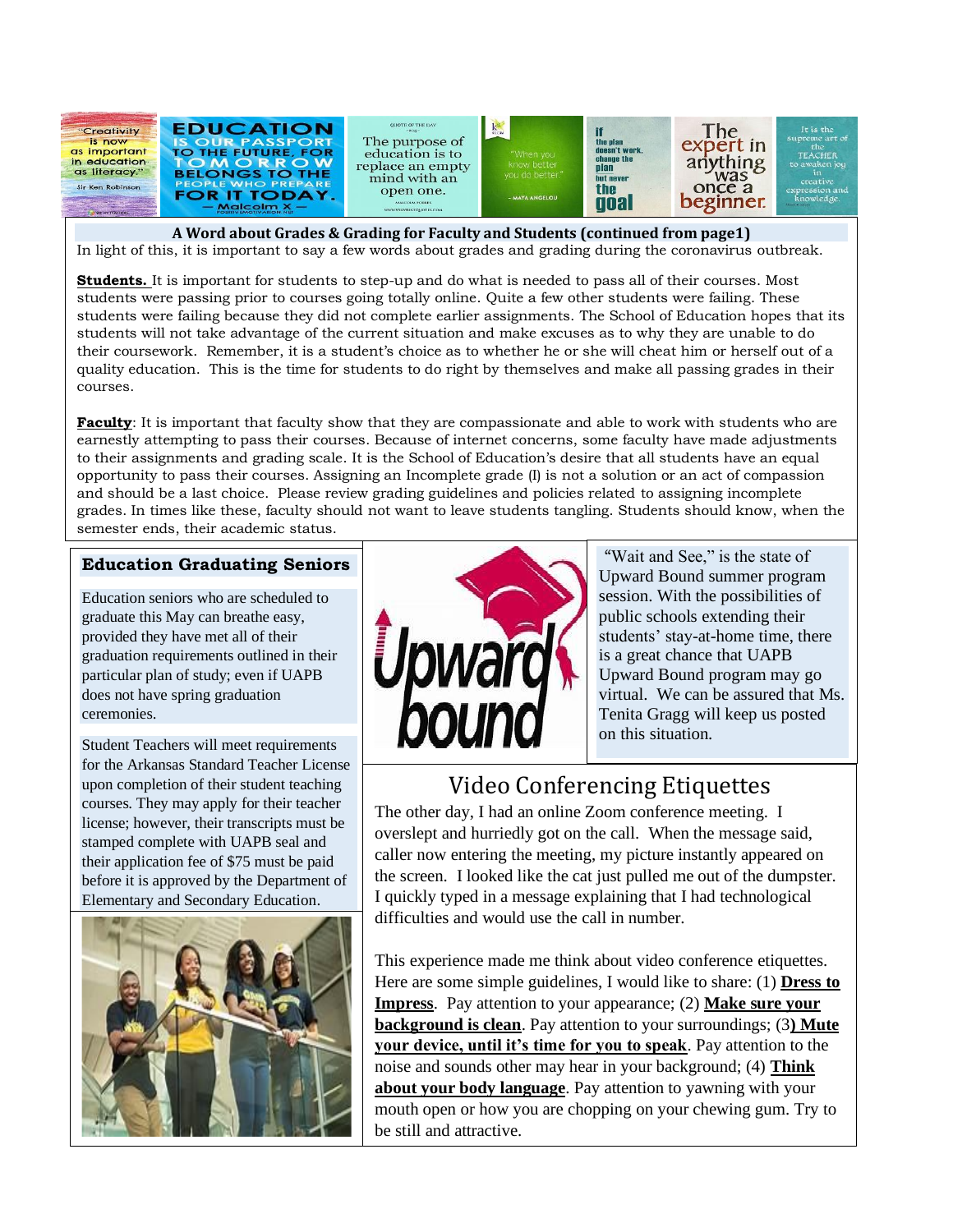## A Word about Grades & Grading for Faculty and Students (continued from page1)

In light of this, it is important to say a few words about grades and grading during the coronavirus outbreak.

**Students.** It is important for students to step-up and do what is needed to pass all of their courses. Most students were passing prior to courses going totally online. Quite a few other students were failing. These students were failing because they did not complete earlier assignments. The School of Education hopes that its students will not take advantage of the current situation and make excuses as to why they are unable to do their coursework. Remember, it is a student's choice as to whether he or she will cheat him or herself out of a quality education. This is the time for students to do right by themselves and make all passing grades in their courses.

**Faculty**: It is important that faculty show that they are compassionate and able to work with students who are earnestly attempting to pass their courses. Because of internet concerns, some faculty have made adjustments to their assignments and grading scale. It is the School of Education's desire that all students have an equal opportunity to pass their courses. Assigning an Incomplete grade (I) is not a solution or an act of compassion and should be a last choice. Please review grading guidelines and policies related to assigning incomplete grades. In times like these, faculty should not want to leave students tangling. Students should know, when the semester ends, their academic status.

### Education Graduating Seniors

Education seniors who are scheduled to graduate this May can breathe easy, provided they have met all of their graduation requirements outlined in their particular plan of study; even if UAPB does not have spring graduation ceremonies.

Student Teachers will meet requirements for the Arkansas Standard Teacher License upon completion of their student teaching courses. They may apply for their teacher license; however, their transcripts must be stamped complete with UAPB seal and their application fee of $75 must be paid before it is approved by the Department of Elementary and Secondary Education.

"Wait and See," is the state of Upward Bound summer program session. With the possibilities of public schools extending their students' stay-at-home time, there is a great chance that UAPB Upward Bound program may go virtual. We can be assured that Ms. Tenita Gragg will keep us posted on this situation.

## Video Conferencing Etiquettes

The other day, I had an online Zoom conference meeting. I overslept and hurriedly got on the call. When the message said, caller now entering the meeting, my picture instantly appeared on the screen. I looked like the cat just pulled me out of the dumpster. I quickly typed in a message explaining that I had technological difficulties and would use the call in number.

This experience made me think about video conference etiquettes. Here are some simple guidelines, I would like to share: (1) **Dress to Impress**. Pay attention to your appearance; (2) **Make sure your background is clean**. Pay attention to your surroundings; (3**) Mute your device, until it's time for you to speak**. Pay attention to the noise and sounds other may hear in your background; (4) **Think about your body language**. Pay attention to yawning with your mouth open or how you are chopping on your chewing gum. Try to be still and attractive.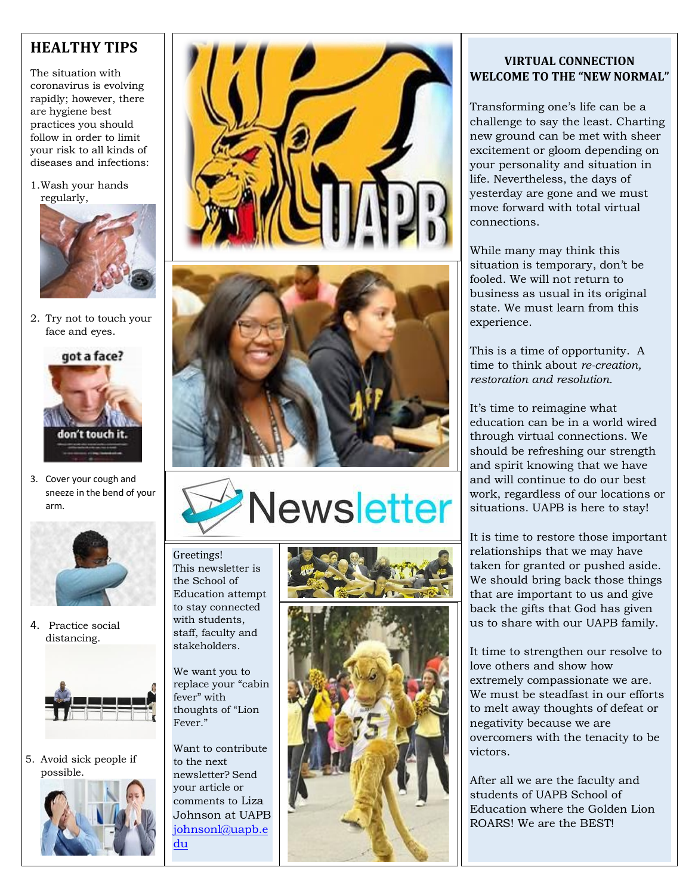## HEALTHY TIPS

The situation with coronavirus is evolving rapidly; however, there are hygiene best practices you should follow in order to limit your risk to all kinds of diseases and infections:

1. Wash your hands regularly,
2. Try not to touch your face and eyes.
3. Cover your cough and sneeze in the bend of your arm.
4. Practice social distancing.
5. Avoid sick people if possible.

Newsletter

Greetings!
This newsletter is the School of Education attempt to stay connected with students, staff, faculty and stakeholders.

We want you to replace your "cabin fever" with thoughts of "Lion Fever."

Want to contribute to the next newsletter? Send your article or comments to Liza Johnson at UAPB johnsonl@uapb.edu

## VIRTUAL CONNECTION
## WELCOME TO THE "NEW NORMAL"

Transforming one's life can be a challenge to say the least. Charting new ground can be met with sheer excitement or gloom depending on your personality and situation in life. Nevertheless, the days of yesterday are gone and we must move forward with total virtual connections.

While many may think this situation is temporary, don't be fooled. We will not return to business as usual in its original state. We must learn from this experience.

This is a time of opportunity. A time to think about *re-creation, restoration and resolution.*

It's time to reimagine what education can be in a world wired through virtual connections. We should be refreshing our strength and spirit knowing that we have and will continue to do our best work, regardless of our locations or situations. UAPB is here to stay!

It is time to restore those important relationships that we may have taken for granted or pushed aside. We should bring back those things that are important to us and give back the gifts that God has given us to share with our UAPB family.

It time to strengthen our resolve to love others and show how extremely compassionate we are. We must be steadfast in our efforts to melt away thoughts of defeat or negativity because we are overcomers with the tenacity to be victors.

After all we are the faculty and students of UAPB School of Education where the Golden Lion ROARS! We are the BEST!